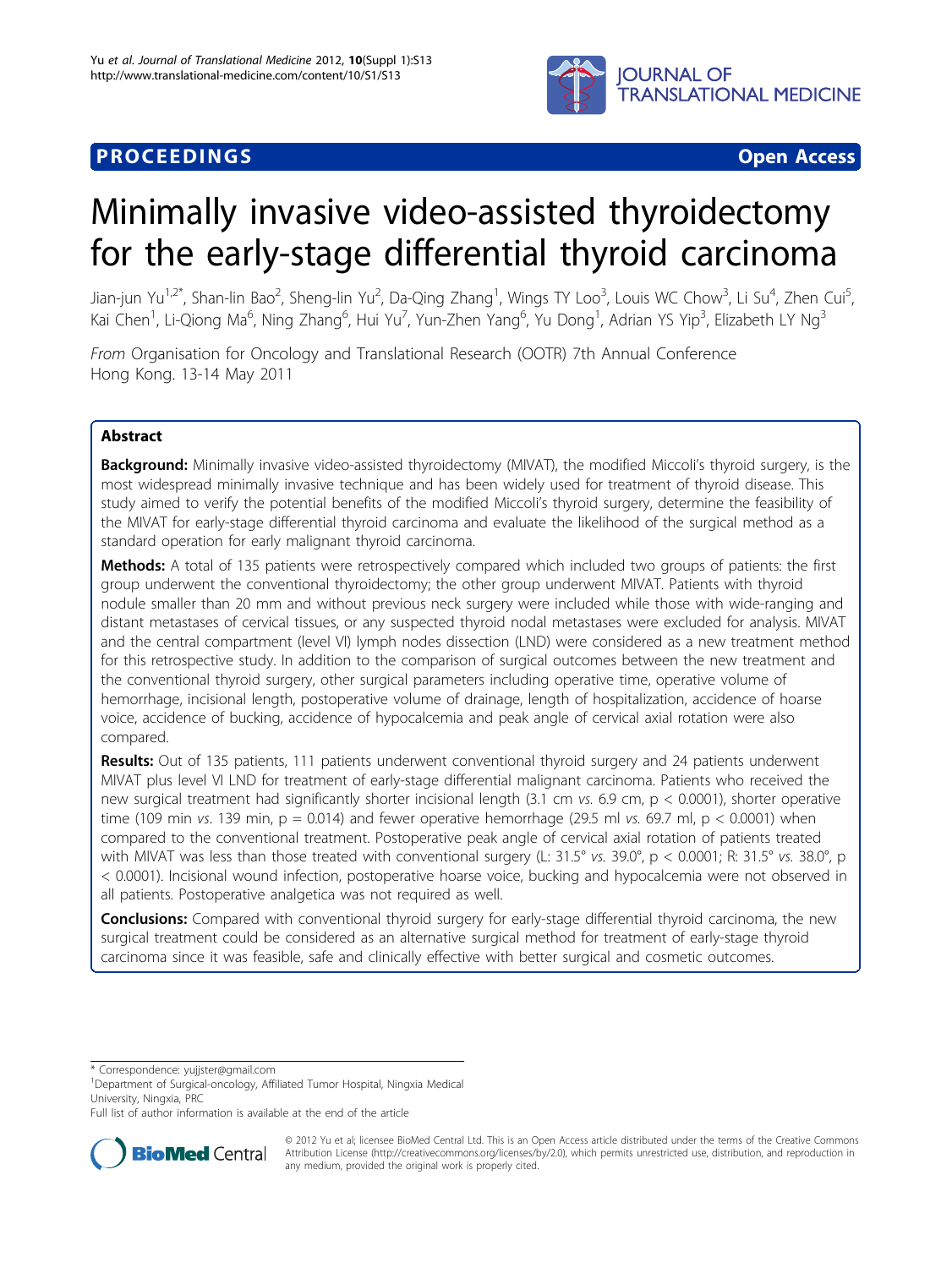**PROCEEDINGS** **Open Access**

# Minimally invasive video-assisted thyroidectomy for the early-stage differential thyroid carcinoma

Jian-jun Yu[1,2*], Shan-lin Bao[2], Sheng-lin Yu[2], Da-Qing Zhang[1], Wings TY Loo[3], Louis WC Chow[3], Li Su[4], Zhen Cui[5], Kai Chen[1], Li-Qiong Ma[6], Ning Zhang[6], Hui Yu[7], Yun-Zhen Yang[6], Yu Dong[1], Adrian YS Yip[3], Elizabeth LY Ng[3]

*From* Organisation for Oncology and Translational Research (OOTR) 7th Annual Conference
Hong Kong. 13-14 May 2011

## Abstract

**Background:** Minimally invasive video-assisted thyroidectomy (MIVAT), the modified Miccoli's thyroid surgery, is the most widespread minimally invasive technique and has been widely used for treatment of thyroid disease. This study aimed to verify the potential benefits of the modified Miccoli's thyroid surgery, determine the feasibility of the MIVAT for early-stage differential thyroid carcinoma and evaluate the likelihood of the surgical method as a standard operation for early malignant thyroid carcinoma.

**Methods:** A total of 135 patients were retrospectively compared which included two groups of patients: the first group underwent the conventional thyroidectomy; the other group underwent MIVAT. Patients with thyroid nodule smaller than 20 mm and without previous neck surgery were included while those with wide-ranging and distant metastases of cervical tissues, or any suspected thyroid nodal metastases were excluded for analysis. MIVAT and the central compartment (level VI) lymph nodes dissection (LND) were considered as a new treatment method for this retrospective study. In addition to the comparison of surgical outcomes between the new treatment and the conventional thyroid surgery, other surgical parameters including operative time, operative volume of hemorrhage, incisional length, postoperative volume of drainage, length of hospitalization, accidence of hoarse voice, accidence of bucking, accidence of hypocalcemia and peak angle of cervical axial rotation were also compared.

**Results:** Out of 135 patients, 111 patients underwent conventional thyroid surgery and 24 patients underwent MIVAT plus level VI LND for treatment of early-stage differential malignant carcinoma. Patients who received the new surgical treatment had significantly shorter incisional length (3.1 cm *vs.* 6.9 cm, $p < 0.0001$), shorter operative time (109 min *vs.* 139 min, $p = 0.014$) and fewer operative hemorrhage (29.5 ml *vs.* 69.7 ml, $p < 0.0001$) when compared to the conventional treatment. Postoperative peak angle of cervical axial rotation of patients treated with MIVAT was less than those treated with conventional surgery (L: 31.5° *vs.* 39.0°, $p < 0.0001$; R: 31.5° *vs.* 38.0°, $p < 0.0001$). Incisional wound infection, postoperative hoarse voice, bucking and hypocalcemia were not observed in all patients. Postoperative analgetica was not required as well.

**Conclusions:** Compared with conventional thyroid surgery for early-stage differential thyroid carcinoma, the new surgical treatment could be considered as an alternative surgical method for treatment of early-stage thyroid carcinoma since it was feasible, safe and clinically effective with better surgical and cosmetic outcomes.

\* Correspondence: yujjster@gmail.com
[1]Department of Surgical-oncology, Affiliated Tumor Hospital, Ningxia Medical University, Ningxia, PRC
Full list of author information is available at the end of the article

© 2012 Yu et al; licensee BioMed Central Ltd. This is an Open Access article distributed under the terms of the Creative Commons Attribution License (http://creativecommons.org/licenses/by/2.0), which permits unrestricted use, distribution, and reproduction in any medium, provided the original work is properly cited.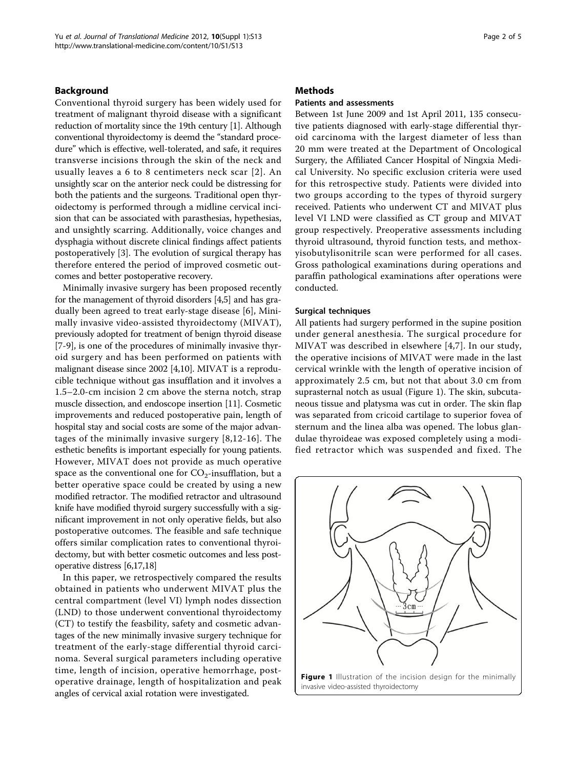## Background

Conventional thyroid surgery has been widely used for treatment of malignant thyroid disease with a significant reduction of mortality since the 19th century [1]. Although conventional thyroidectomy is deemd the "standard procedure" which is effective, well-tolerated, and safe, it requires transverse incisions through the skin of the neck and usually leaves a 6 to 8 centimeters neck scar [2]. An unsightly scar on the anterior neck could be distressing for both the patients and the surgeons. Traditional open thyroidectomy is performed through a midline cervical incision that can be associated with parasthesias, hypesthesias, and unsightly scarring. Additionally, voice changes and dysphagia without discrete clinical findings affect patients postoperatively [3]. The evolution of surgical therapy has therefore entered the period of improved cosmetic outcomes and better postoperative recovery.

Minimally invasive surgery has been proposed recently for the management of thyroid disorders [4,5] and has gradually been agreed to treat early-stage disease [6], Minimally invasive video-assisted thyroidectomy (MIVAT), previously adopted for treatment of benign thyroid disease [7-9], is one of the procedures of minimally invasive thyroid surgery and has been performed on patients with malignant disease since 2002 [4,10]. MIVAT is a reproducible technique without gas insufflation and it involves a 1.5–2.0-cm incision 2 cm above the sterna notch, strap muscle dissection, and endoscope insertion [11]. Cosmetic improvements and reduced postoperative pain, length of hospital stay and social costs are some of the major advantages of the minimally invasive surgery [8,12-16]. The esthetic benefits is important especially for young patients. However, MIVAT does not provide as much operative space as the conventional one for $CO_2$-insufflation, but a better operative space could be created by using a new modified retractor. The modified retractor and ultrasound knife have modified thyroid surgery successfully with a significant improvement in not only operative fields, but also postoperative outcomes. The feasible and safe technique offers similar complication rates to conventional thyroidectomy, but with better cosmetic outcomes and less postoperative distress [6,17,18]

In this paper, we retrospectively compared the results obtained in patients who underwent MIVAT plus the central compartment (level VI) lymph nodes dissection (LND) to those underwent conventional thyroidectomy (CT) to testify the feasbility, safety and cosmetic advantages of the new minimally invasive surgery technique for treatment of the early-stage differential thyroid carcinoma. Several surgical parameters including operative time, length of incision, operative hemorrhage, postoperative drainage, length of hospitalization and peak angles of cervical axial rotation were investigated.

## Methods

### Patients and assessments

Between 1st June 2009 and 1st April 2011, 135 consecutive patients diagnosed with early-stage differential thyroid carcinoma with the largest diameter of less than 20 mm were treated at the Department of Oncological Surgery, the Affiliated Cancer Hospital of Ningxia Medical University. No specific exclusion criteria were used for this retrospective study. Patients were divided into two groups according to the types of thyroid surgery received. Patients who underwent CT and MIVAT plus level VI LND were classified as CT group and MIVAT group respectively. Preoperative assessments including thyroid ultrasound, thyroid function tests, and methoxyisobutylisonitrile scan were performed for all cases. Gross pathological examinations during operations and paraffin pathological examinations after operations were conducted.

### Surgical techniques

All patients had surgery performed in the supine position under general anesthesia. The surgical procedure for MIVAT was described in elsewhere [4,7]. In our study, the operative incisions of MIVAT were made in the last cervical wrinkle with the length of operative incision of approximately 2.5 cm, but not that about 3.0 cm from suprasternal notch as usual (Figure 1). The skin, subcutaneous tissue and platysma was cut in order. The skin flap was separated from cricoid cartilage to superior fovea of sternum and the linea alba was opened. The lobus glandulae thyroideae was exposed completely using a modified retractor which was suspended and fixed. The

**Figure 1** Illustration of the incision design for the minimally invasive video-assisted thyroidectomy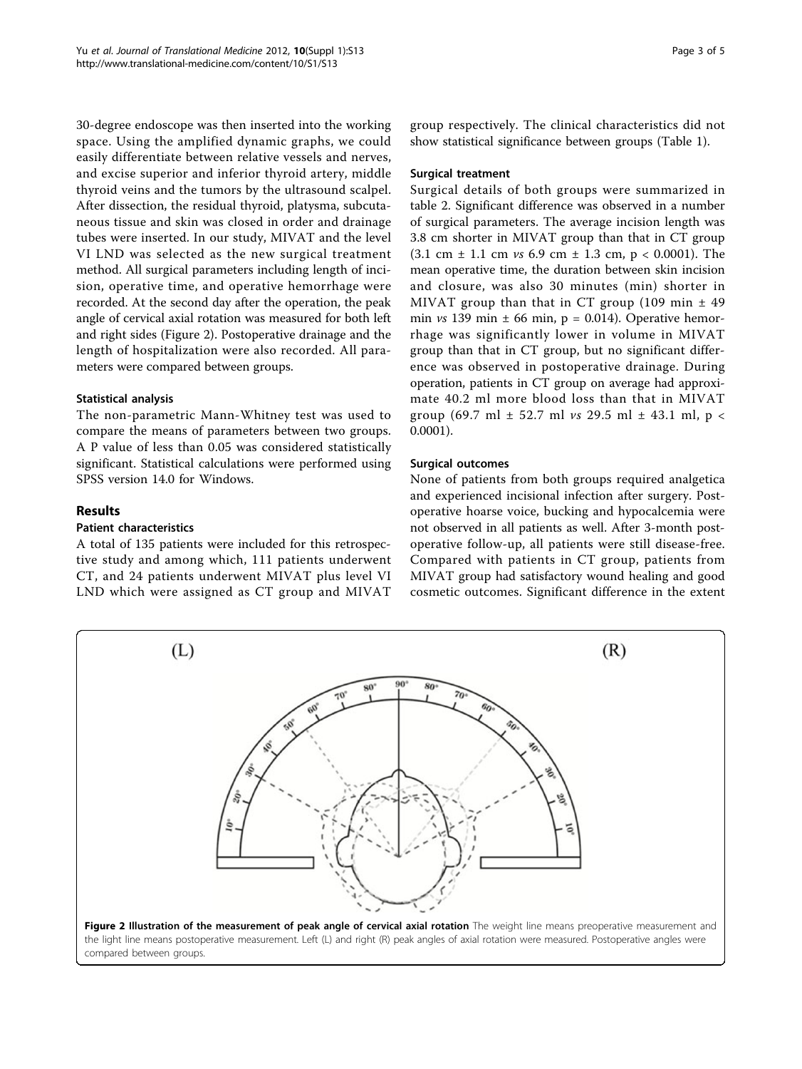30-degree endoscope was then inserted into the working space. Using the amplified dynamic graphs, we could easily differentiate between relative vessels and nerves, and excise superior and inferior thyroid artery, middle thyroid veins and the tumors by the ultrasound scalpel. After dissection, the residual thyroid, platysma, subcutaneous tissue and skin was closed in order and drainage tubes were inserted. In our study, MIVAT and the level VI LND was selected as the new surgical treatment method. All surgical parameters including length of incision, operative time, and operative hemorrhage were recorded. At the second day after the operation, the peak angle of cervical axial rotation was measured for both left and right sides (Figure 2). Postoperative drainage and the length of hospitalization were also recorded. All parameters were compared between groups.

### Statistical analysis

The non-parametric Mann-Whitney test was used to compare the means of parameters between two groups. A P value of less than 0.05 was considered statistically significant. Statistical calculations were performed using SPSS version 14.0 for Windows.

## Results

### Patient characteristics

A total of 135 patients were included for this retrospective study and among which, 111 patients underwent CT, and 24 patients underwent MIVAT plus level VI LND which were assigned as CT group and MIVAT group respectively. The clinical characteristics did not show statistical significance between groups (Table 1).

### Surgical treatment

Surgical details of both groups were summarized in table 2. Significant difference was observed in a number of surgical parameters. The average incision length was 3.8 cm shorter in MIVAT group than that in CT group (3.1 cm ± 1.1 cm *vs* 6.9 cm ± 1.3 cm, $p < 0.0001$). The mean operative time, the duration between skin incision and closure, was also 30 minutes (min) shorter in MIVAT group than that in CT group (109 min ± 49 min *vs* 139 min ± 66 min, $p = 0.014$). Operative hemorrhage was significantly lower in volume in MIVAT group than that in CT group, but no significant difference was observed in postoperative drainage. During operation, patients in CT group on average had approximate 40.2 ml more blood loss than that in MIVAT group (69.7 ml ± 52.7 ml *vs* 29.5 ml ± 43.1 ml, $p < 0.0001$).

### Surgical outcomes

None of patients from both groups required analgetica and experienced incisional infection after surgery. Postoperative hoarse voice, bucking and hypocalcemia were not observed in all patients as well. After 3-month postoperative follow-up, all patients were still disease-free. Compared with patients in CT group, patients from MIVAT group had satisfactory wound healing and good cosmetic outcomes. Significant difference in the extent

**Figure 2 Illustration of the measurement of peak angle of cervical axial rotation** The weight line means preoperative measurement and the light line means postoperative measurement. Left (L) and right (R) peak angles of axial rotation were measured. Postoperative angles were compared between groups.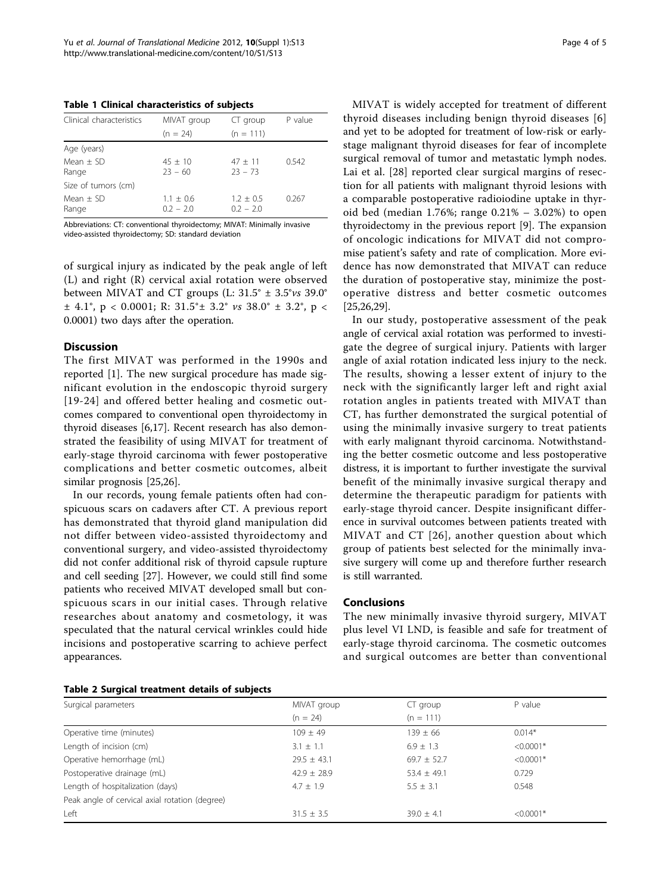**Table 1 Clinical characteristics of subjects**

| Clinical characteristics | MIVAT group (n = 24) | CT group (n = 111) | P value |
|---|---|---|---|
| Age (years) | | | |
| Mean ± SD | 45 ± 10 | 47 ± 11 | 0.542 |
| Range | 23 – 60 | 23 – 73 | |
| Size of tumors (cm) | | | |
| Mean ± SD | 1.1 ± 0.6 | 1.2 ± 0.5 | 0.267 |
| Range | 0.2 – 2.0 | 0.2 – 2.0 | |

Abbreviations: CT: conventional thyroidectomy; MIVAT: Minimally invasive video-assisted thyroidectomy; SD: standard deviation

of surgical injury as indicated by the peak angle of left (L) and right (R) cervical axial rotation were observed between MIVAT and CT groups (L: 31.5° ± 3.5° *vs* 39.0° ± 4.1°, $p < 0.0001$; R: 31.5°± 3.2° *vs* 38.0° ± 3.2°, $p < 0.0001$) two days after the operation.

## Discussion

The first MIVAT was performed in the 1990s and reported [1]. The new surgical procedure has made significant evolution in the endoscopic thyroid surgery [19-24] and offered better healing and cosmetic outcomes compared to conventional open thyroidectomy in thyroid diseases [6,17]. Recent research has also demonstrated the feasibility of using MIVAT for treatment of early-stage thyroid carcinoma with fewer postoperative complications and better cosmetic outcomes, albeit similar prognosis [25,26].

In our records, young female patients often had conspicuous scars on cadavers after CT. A previous report has demonstrated that thyroid gland manipulation did not differ between video-assisted thyroidectomy and conventional surgery, and video-assisted thyroidectomy did not confer additional risk of thyroid capsule rupture and cell seeding [27]. However, we could still find some patients who received MIVAT developed small but conspicuous scars in our initial cases. Through relative researches about anatomy and cosmetology, it was speculated that the natural cervical wrinkles could hide incisions and postoperative scarring to achieve perfect appearances.

MIVAT is widely accepted for treatment of different thyroid diseases including benign thyroid diseases [6] and yet to be adopted for treatment of low-risk or early-stage malignant thyroid diseases for fear of incomplete surgical removal of tumor and metastatic lymph nodes. Lai et al. [28] reported clear surgical margins of resection for all patients with malignant thyroid lesions with a comparable postoperative radioiodine uptake in thyroid bed (median 1.76%; range 0.21% – 3.02%) to open thyroidectomy in the previous report [9]. The expansion of oncologic indications for MIVAT did not compromise patient's safety and rate of complication. More evidence has now demonstrated that MIVAT can reduce the duration of postoperative stay, minimize the postoperative distress and better cosmetic outcomes [25,26,29].

In our study, postoperative assessment of the peak angle of cervical axial rotation was performed to investigate the degree of surgical injury. Patients with larger angle of axial rotation indicated less injury to the neck. The results, showing a lesser extent of injury to the neck with the significantly larger left and right axial rotation angles in patients treated with MIVAT than CT, has further demonstrated the surgical potential of using the minimally invasive surgery to treat patients with early malignant thyroid carcinoma. Notwithstanding the better cosmetic outcome and less postoperative distress, it is important to further investigate the survival benefit of the minimally invasive surgical therapy and determine the therapeutic paradigm for patients with early-stage thyroid cancer. Despite insignificant difference in survival outcomes between patients treated with MIVAT and CT [26], another question about which group of patients best selected for the minimally invasive surgery will come up and therefore further research is still warranted.

## Conclusions

The new minimally invasive thyroid surgery, MIVAT plus level VI LND, is feasible and safe for treatment of early-stage thyroid carcinoma. The cosmetic outcomes and surgical outcomes are better than conventional

**Table 2 Surgical treatment details of subjects**

| Surgical parameters | MIVAT group (n = 24) | CT group (n = 111) | P value |
|---|---|---|---|
| Operative time (minutes) | 109 ± 49 | 139 ± 66 | 0.014* |
| Length of incision (cm) | 3.1 ± 1.1 | 6.9 ± 1.3 | <0.0001* |
| Operative hemorrhage (mL) | 29.5 ± 43.1 | 69.7 ± 52.7 | <0.0001* |
| Postoperative drainage (mL) | 42.9 ± 28.9 | 53.4 ± 49.1 | 0.729 |
| Length of hospitalization (days) | 4.7 ± 1.9 | 5.5 ± 3.1 | 0.548 |
| Peak angle of cervical axial rotation (degree) | | | |
| Left | 31.5 ± 3.5 | 39.0 ± 4.1 | <0.0001* |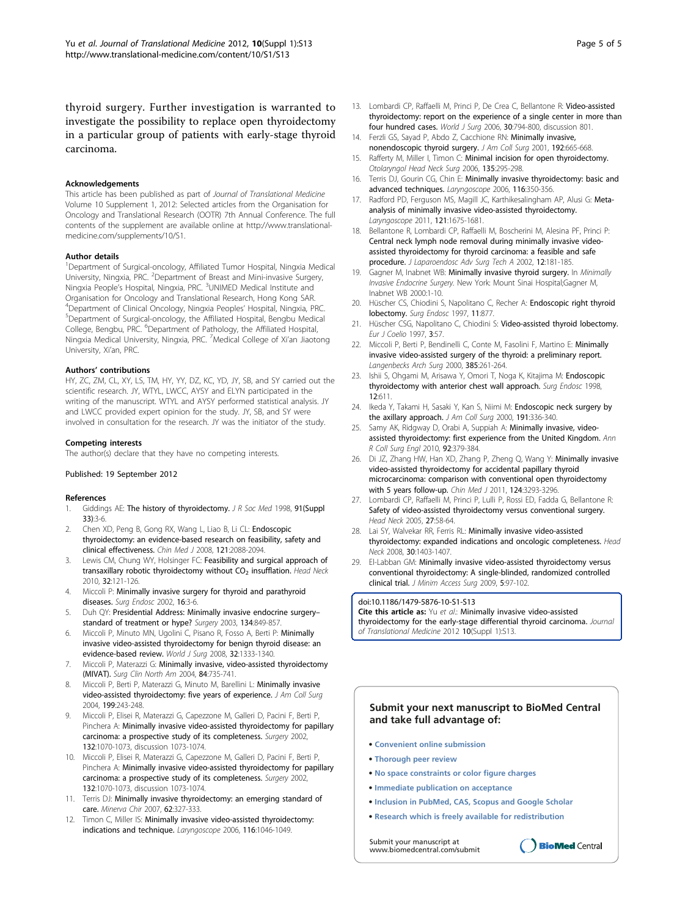thyroid surgery. Further investigation is warranted to investigate the possibility to replace open thyroidectomy in a particular group of patients with early-stage thyroid carcinoma.

#### Acknowledgements

This article has been published as part of *Journal of Translational Medicine* Volume 10 Supplement 1, 2012: Selected articles from the Organisation for Oncology and Translational Research (OOTR) 7th Annual Conference. The full contents of the supplement are available online at http://www.translational-medicine.com/supplements/10/S1.

#### Author details

[1]Department of Surgical-oncology, Affiliated Tumor Hospital, Ningxia Medical University, Ningxia, PRC. [2]Department of Breast and Mini-invasive Surgery, Ningxia People's Hospital, Ningxia, PRC. [3]UNIMED Medical Institute and Organisation for Oncology and Translational Research, Hong Kong SAR. [4]Department of Clinical Oncology, Ningxia Peoples' Hospital, Ningxia, PRC. [5]Department of Surgical-oncology, the Affiliated Hospital, Bengbu Medical College, Bengbu, PRC. [6]Department of Pathology, the Affiliated Hospital, Ningxia Medical University, Ningxia, PRC. [7]Medical College of Xi'an Jiaotong University, Xi'an, PRC.

#### Authors' contributions

HY, ZC, ZM, CL, XY, LS, TM, HY, YY, DZ, KC, YD, JY, SB, and SY carried out the scientific research. JY, WTYL, LWCC, AYSY and ELYN participated in the writing of the manuscript. WTYL and AYSY performed statistical analysis. JY and LWCC provided expert opinion for the study. JY, SB, and SY were involved in consultation for the research. JY was the initiator of the study.

#### Competing interests

The author(s) declare that they have no competing interests.

Published: 19 September 2012

#### References

1. Giddings AE: **The history of thyroidectomy.** *J R Soc Med* 1998, **91(Suppl 33)**:3-6.
2. Chen XD, Peng B, Gong RX, Wang L, Liao B, Li CL: **Endoscopic thyroidectomy: an evidence-based research on feasibility, safety and clinical effectiveness.** *Chin Med J* 2008, **121**:2088-2094.
3. Lewis CM, Chung WY, Holsinger FC: **Feasibility and surgical approach of transaxillary robotic thyroidectomy without $CO_2$ insufflation.** *Head Neck* 2010, **32**:121-126.
4. Miccoli P: **Minimally invasive surgery for thyroid and parathyroid diseases.** *Surg Endosc* 2002, **16**:3-6.
5. Duh QY: **Presidential Address: Minimally invasive endocrine surgery–standard of treatment or hype?** *Surgery* 2003, **134**:849-857.
6. Miccoli P, Minuto MN, Ugolini C, Pisano R, Fosso A, Berti P: **Minimally invasive video-assisted thyroidectomy for benign thyroid disease: an evidence-based review.** *World J Surg* 2008, **32**:1333-1340.
7. Miccoli P, Materazzi G: **Minimally invasive, video-assisted thyroidectomy (MIVAT).** *Surg Clin North Am* 2004, **84**:735-741.
8. Miccoli P, Berti P, Materazzi G, Minuto M, Barellini L: **Minimally invasive video-assisted thyroidectomy: five years of experience.** *J Am Coll Surg* 2004, **199**:243-248.
9. Miccoli P, Elisei R, Materazzi G, Capezzone M, Galleri D, Pacini F, Berti P, Pinchera A: **Minimally invasive video-assisted thyroidectomy for papillary carcinoma: a prospective study of its completeness.** *Surgery* 2002, **132**:1070-1073, discussion 1073-1074.
10. Miccoli P, Elisei R, Materazzi G, Capezzone M, Galleri D, Pacini F, Berti P, Pinchera A: **Minimally invasive video-assisted thyroidectomy for papillary carcinoma: a prospective study of its completeness.** *Surgery* 2002, **132**:1070-1073, discussion 1073-1074.
11. Terris DJ: **Minimally invasive thyroidectomy: an emerging standard of care.** *Minerva Chir* 2007, **62**:327-333.
12. Timon C, Miller IS: **Minimally invasive video-assisted thyroidectomy: indications and technique.** *Laryngoscope* 2006, **116**:1046-1049.
13. Lombardi CP, Raffaelli M, Princi P, De Crea C, Bellantone R: **Video-assisted thyroidectomy: report on the experience of a single center in more than four hundred cases.** *World J Surg* 2006, **30**:794-800, discussion 801.
14. Ferzli GS, Sayad P, Abdo Z, Cacchione RN: **Minimally invasive, nonendoscopic thyroid surgery.** *J Am Coll Surg* 2001, **192**:665-668.
15. Rafferty M, Miller I, Timon C: **Minimal incision for open thyroidectomy.** *Otolaryngol Head Neck Surg* 2006, **135**:295-298.
16. Terris DJ, Gourin CG, Chin E: **Minimally invasive thyroidectomy: basic and advanced techniques.** *Laryngoscope* 2006, **116**:350-356.
17. Radford PD, Ferguson MS, Magill JC, Karthikesalingham AP, Alusi G: **Meta-analysis of minimally invasive video-assisted thyroidectomy.** *Laryngoscope* 2011, **121**:1675-1681.
18. Bellantone R, Lombardi CP, Raffaelli M, Boscherini M, Alesina PF, Princi P: **Central neck lymph node removal during minimally invasive video-assisted thyroidectomy for thyroid carcinoma: a feasible and safe procedure.** *J Laparoendosc Adv Surg Tech A* 2002, **12**:181-185.
19. Gagner M, Inabnet WB: **Minimally invasive thyroid surgery.** In *Minimally Invasive Endocrine Surgery.* New York: Mount Sinai Hospital;Gagner M, Inabnet WB 2000:1-10.
20. Hüscher CS, Chiodini S, Napolitano C, Recher A: **Endoscopic right thyroid lobectomy.** *Surg Endosc* 1997, **11**:877.
21. Hüscher CSG, Napolitano C, Chiodini S: **Video-assisted thyroid lobectomy.** *Eur J Coelio* 1997, **3**:57.
22. Miccoli P, Berti P, Bendinelli C, Conte M, Fasolini F, Martino E: **Minimally invasive video-assisted surgery of the thyroid: a preliminary report.** *Langenbecks Arch Surg* 2000, **385**:261-264.
23. Ishii S, Ohgami M, Arisawa Y, Omori T, Noga K, Kitajima M: **Endoscopic thyroidectomy with anterior chest wall approach.** *Surg Endosc* 1998, **12**:611.
24. Ikeda Y, Takami H, Sasaki Y, Kan S, Niimi M: **Endoscopic neck surgery by the axillary approach.** *J Am Coll Surg* 2000, **191**:336-340.
25. Samy AK, Ridgway D, Orabi A, Suppiah A: **Minimally invasive, video-assisted thyroidectomy: first experience from the United Kingdom.** *Ann R Coll Surg Engl* 2010, **92**:379-384.
26. Di JZ, Zhang HW, Han XD, Zhang P, Zheng Q, Wang Y: **Minimally invasive video-assisted thyroidectomy for accidental papillary thyroid microcarcinoma: comparison with conventional open thyroidectomy with 5 years follow-up.** *Chin Med J* 2011, **124**:3293-3296.
27. Lombardi CP, Raffaelli M, Princi P, Lulli P, Rossi ED, Fadda G, Bellantone R: **Safety of video-assisted thyroidectomy versus conventional surgery.** *Head Neck* 2005, **27**:58-64.
28. Lai SY, Walvekar RR, Ferris RL: **Minimally invasive video-assisted thyroidectomy: expanded indications and oncologic completeness.** *Head Neck* 2008, **30**:1403-1407.
29. El-Labban GM: **Minimally invasive video-assisted thyroidectomy versus conventional thyroidectomy: A single-blinded, randomized controlled clinical trial.** *J Minim Access Surg* 2009, **5**:97-102.

doi:10.1186/1479-5876-10-S1-S13

**Cite this article as:** Yu *et al.*: Minimally invasive video-assisted thyroidectomy for the early-stage differential thyroid carcinoma. *Journal of Translational Medicine* 2012 **10**(Suppl 1):S13.

**Submit your next manuscript to BioMed Central and take full advantage of:**

- Convenient online submission
- Thorough peer review
- No space constraints or color figure charges
- Immediate publication on acceptance
- Inclusion in PubMed, CAS, Scopus and Google Scholar
- Research which is freely available for redistribution

Submit your manuscript at www.biomedcentral.com/submit